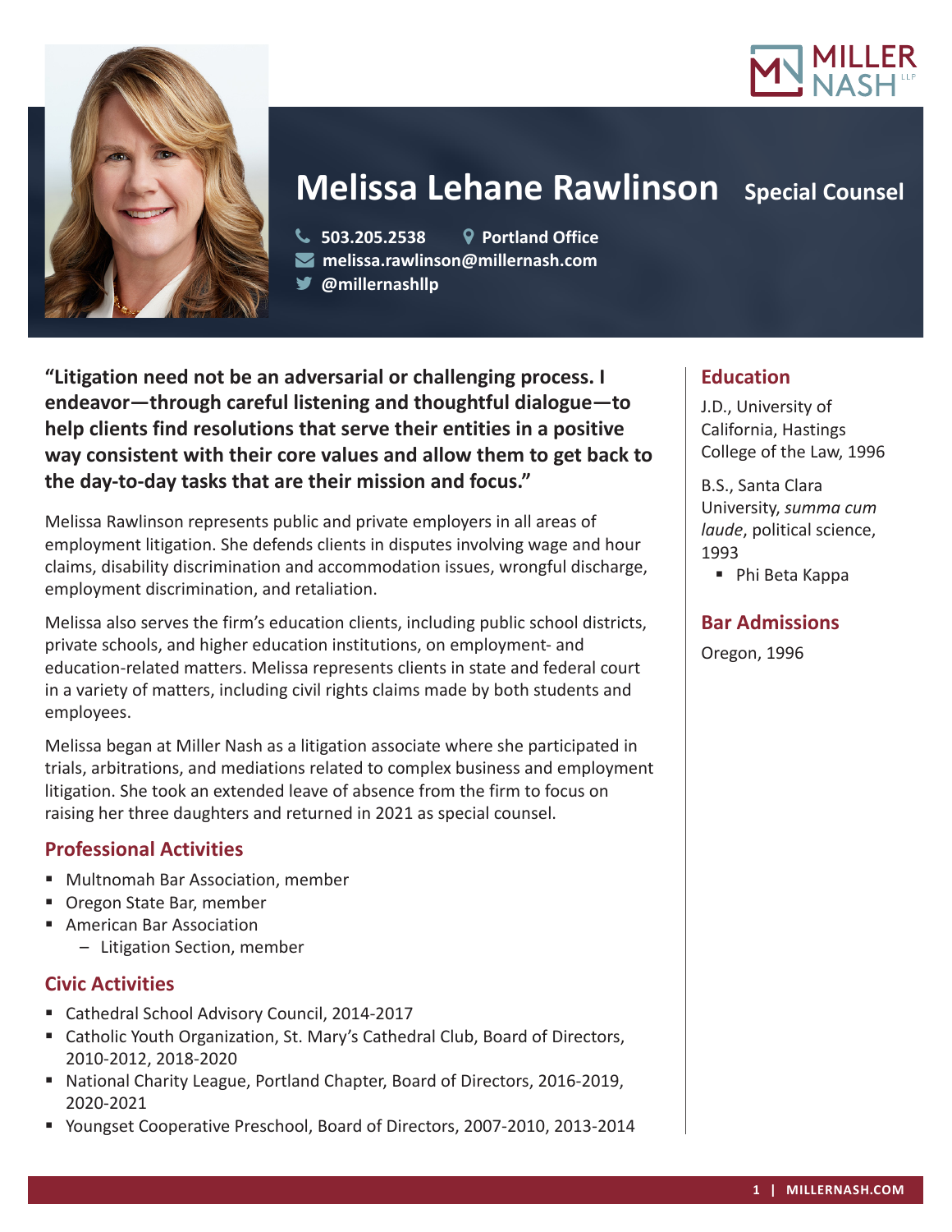MILLER NASH LLP

# Melissa Lehane Rawlinson

**Special Counsel**

503.205.2538 | Portland Office
melissa.rawlinson@millernash.com
@millernashllp

**"Litigation need not be an adversarial or challenging process. I endeavor—through careful listening and thoughtful dialogue—to help clients find resolutions that serve their entities in a positive way consistent with their core values and allow them to get back to the day-to-day tasks that are their mission and focus."**

Melissa Rawlinson represents public and private employers in all areas of employment litigation. She defends clients in disputes involving wage and hour claims, disability discrimination and accommodation issues, wrongful discharge, employment discrimination, and retaliation.

Melissa also serves the firm's education clients, including public school districts, private schools, and higher education institutions, on employment- and education-related matters. Melissa represents clients in state and federal court in a variety of matters, including civil rights claims made by both students and employees.

Melissa began at Miller Nash as a litigation associate where she participated in trials, arbitrations, and mediations related to complex business and employment litigation. She took an extended leave of absence from the firm to focus on raising her three daughters and returned in 2021 as special counsel.

## Professional Activities

- Multnomah Bar Association, member
- Oregon State Bar, member
- American Bar Association
  - Litigation Section, member

## Civic Activities

- Cathedral School Advisory Council, 2014-2017
- Catholic Youth Organization, St. Mary's Cathedral Club, Board of Directors, 2010-2012, 2018-2020
- National Charity League, Portland Chapter, Board of Directors, 2016-2019, 2020-2021
- Youngset Cooperative Preschool, Board of Directors, 2007-2010, 2013-2014

## Education

J.D., University of California, Hastings College of the Law, 1996

B.S., Santa Clara University, *summa cum laude*, political science, 1993

- Phi Beta Kappa

## Bar Admissions

Oregon, 1996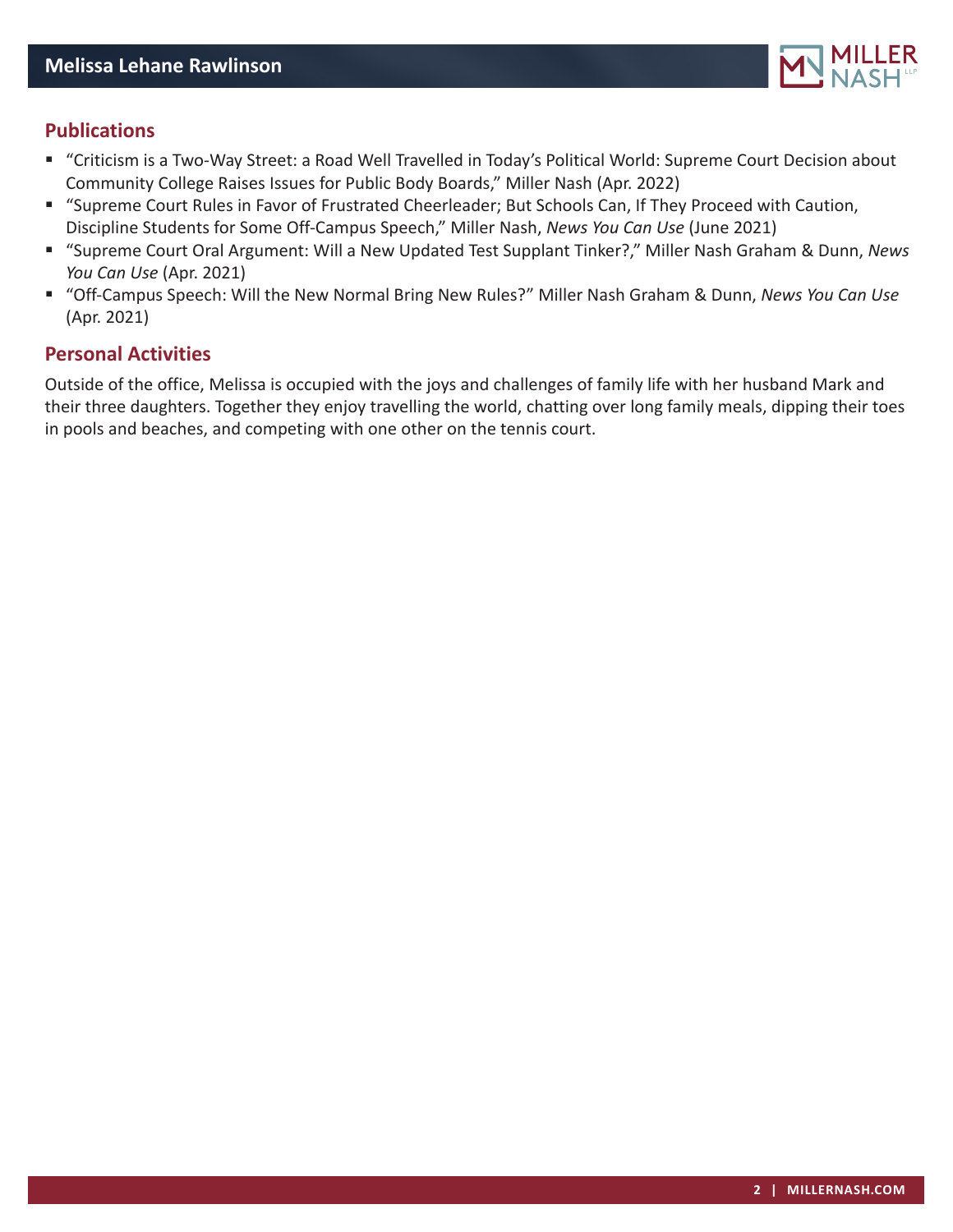## Publications

- "Criticism is a Two-Way Street: a Road Well Travelled in Today's Political World: Supreme Court Decision about Community College Raises Issues for Public Body Boards," Miller Nash (Apr. 2022)
- "Supreme Court Rules in Favor of Frustrated Cheerleader; But Schools Can, If They Proceed with Caution, Discipline Students for Some Off-Campus Speech," Miller Nash, *News You Can Use* (June 2021)
- "Supreme Court Oral Argument: Will a New Updated Test Supplant Tinker?," Miller Nash Graham & Dunn, *News You Can Use* (Apr. 2021)
- "Off-Campus Speech: Will the New Normal Bring New Rules?" Miller Nash Graham & Dunn, *News You Can Use* (Apr. 2021)

## Personal Activities

Outside of the office, Melissa is occupied with the joys and challenges of family life with her husband Mark and their three daughters. Together they enjoy travelling the world, chatting over long family meals, dipping their toes in pools and beaches, and competing with one other on the tennis court.